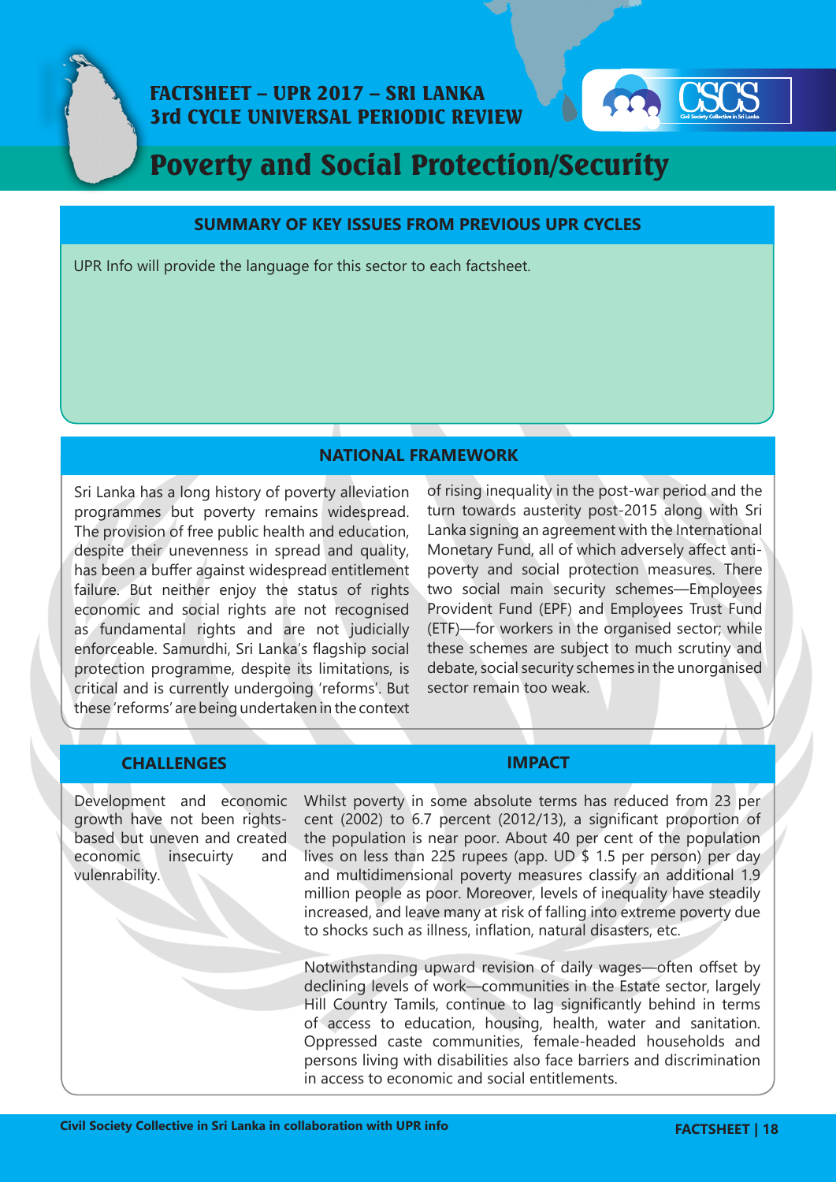# FACTSHEET – UPR 2017 – SRI LANKA
# 3rd CYCLE UNIVERSAL PERIODIC REVIEW

# Poverty and Social Protection/Security

## SUMMARY OF KEY ISSUES FROM PREVIOUS UPR CYCLES

UPR Info will provide the language for this sector to each factsheet.

## NATIONAL FRAMEWORK

Sri Lanka has a long history of poverty alleviation programmes but poverty remains widespread. The provision of free public health and education, despite their unevenness in spread and quality, has been a buffer against widespread entitlement failure. But neither enjoy the status of rights economic and social rights are not recognised as fundamental rights and are not judicially enforceable. Samurdhi, Sri Lanka's flagship social protection programme, despite its limitations, is critical and is currently undergoing 'reforms'. But these 'reforms' are being undertaken in the context of rising inequality in the post-war period and the turn towards austerity post-2015 along with Sri Lanka signing an agreement with the International Monetary Fund, all of which adversely affect anti-poverty and social protection measures. There two social main security schemes—Employees Provident Fund (EPF) and Employees Trust Fund (ETF)—for workers in the organised sector; while these schemes are subject to much scrutiny and debate, social security schemes in the unorganised sector remain too weak.

| CHALLENGES | IMPACT |
|---|---|
| Development and economic growth have not been rights-based but uneven and created economic insecuirty and vulenrability. | Whilst poverty in some absolute terms has reduced from 23 per cent (2002) to 6.7 percent (2012/13), a significant proportion of the population is near poor. About 40 per cent of the population lives on less than 225 rupees (app. UD $ 1.5 per person) per day and multidimensional poverty measures classify an additional 1.9 million people as poor. Moreover, levels of inequality have steadily increased, and leave many at risk of falling into extreme poverty due to shocks such as illness, inflation, natural disasters, etc.<br><br>Notwithstanding upward revision of daily wages—often offset by declining levels of work—communities in the Estate sector, largely Hill Country Tamils, continue to lag significantly behind in terms of access to education, housing, health, water and sanitation. Oppressed caste communities, female-headed households and persons living with disabilities also face barriers and discrimination in access to economic and social entitlements. |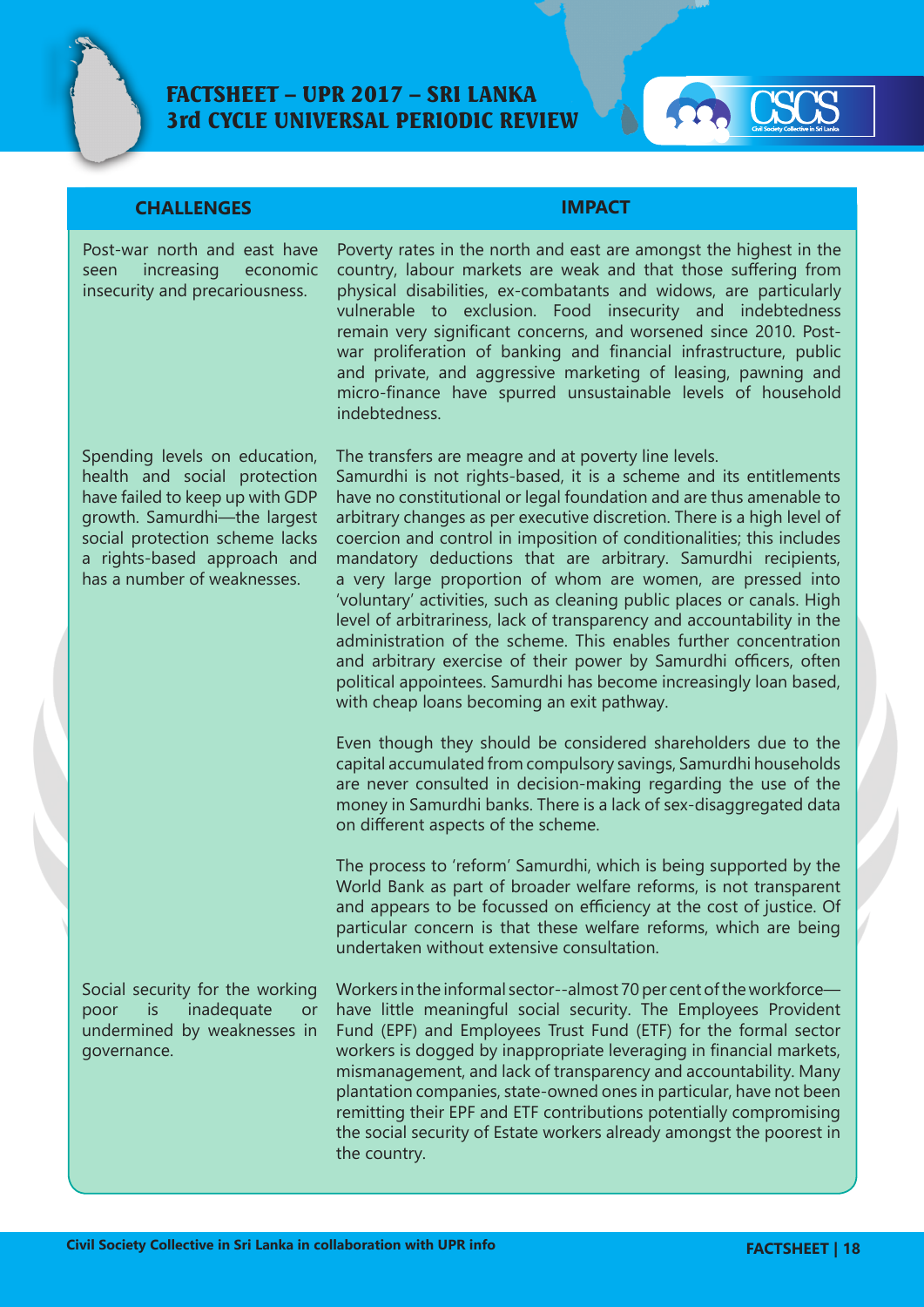| CHALLENGES | IMPACT |
|---|---|
| Post-war north and east have seen increasing economic insecurity and precariousness. | Poverty rates in the north and east are amongst the highest in the country, labour markets are weak and that those suffering from physical disabilities, ex-combatants and widows, are particularly vulnerable to exclusion. Food insecurity and indebtedness remain very significant concerns, and worsened since 2010. Post-war proliferation of banking and financial infrastructure, public and private, and aggressive marketing of leasing, pawning and micro-finance have spurred unsustainable levels of household indebtedness. |
| Spending levels on education, health and social protection have failed to keep up with GDP growth. Samurdhi—the largest social protection scheme lacks a rights-based approach and has a number of weaknesses. | The transfers are meagre and at poverty line levels. Samurdhi is not rights-based, it is a scheme and its entitlements have no constitutional or legal foundation and are thus amenable to arbitrary changes as per executive discretion. There is a high level of coercion and control in imposition of conditionalities; this includes mandatory deductions that are arbitrary. Samurdhi recipients, a very large proportion of whom are women, are pressed into 'voluntary' activities, such as cleaning public places or canals. High level of arbitrariness, lack of transparency and accountability in the administration of the scheme. This enables further concentration and arbitrary exercise of their power by Samurdhi officers, often political appointees. Samurdhi has become increasingly loan based, with cheap loans becoming an exit pathway.<br><br>Even though they should be considered shareholders due to the capital accumulated from compulsory savings, Samurdhi households are never consulted in decision-making regarding the use of the money in Samurdhi banks. There is a lack of sex-disaggregated data on different aspects of the scheme.<br><br>The process to 'reform' Samurdhi, which is being supported by the World Bank as part of broader welfare reforms, is not transparent and appears to be focussed on efficiency at the cost of justice. Of particular concern is that these welfare reforms, which are being undertaken without extensive consultation. |
| Social security for the working poor is inadequate or undermined by weaknesses in governance. | Workers in the informal sector--almost 70 per cent of the workforce—have little meaningful social security. The Employees Provident Fund (EPF) and Employees Trust Fund (ETF) for the formal sector workers is dogged by inappropriate leveraging in financial markets, mismanagement, and lack of transparency and accountability. Many plantation companies, state-owned ones in particular, have not been remitting their EPF and ETF contributions potentially compromising the social security of Estate workers already amongst the poorest in the country. |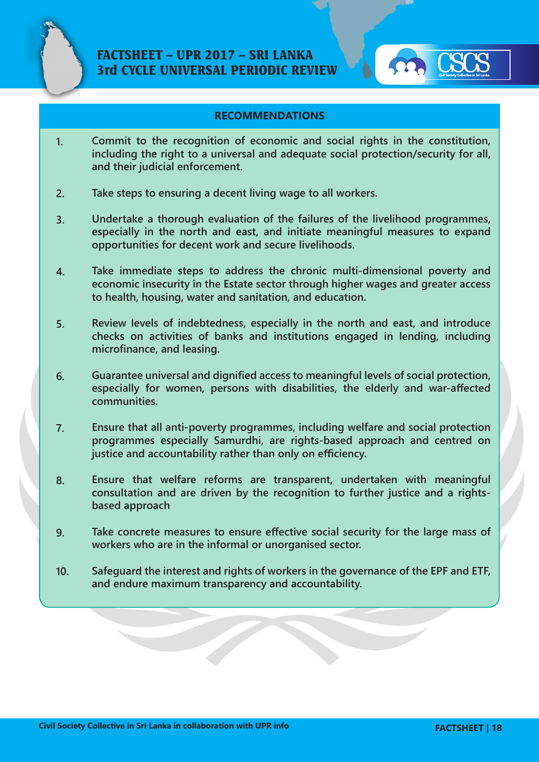## RECOMMENDATIONS

1. **Commit to the recognition of economic and social rights in the constitution, including the right to a universal and adequate social protection/security for all, and their judicial enforcement.**

2. **Take steps to ensuring a decent living wage to all workers.**

3. **Undertake a thorough evaluation of the failures of the livelihood programmes, especially in the north and east, and initiate meaningful measures to expand opportunities for decent work and secure livelihoods.**

4. **Take immediate steps to address the chronic multi-dimensional poverty and economic insecurity in the Estate sector through higher wages and greater access to health, housing, water and sanitation, and education.**

5. **Review levels of indebtedness, especially in the north and east, and introduce checks on activities of banks and institutions engaged in lending, including microfinance, and leasing.**

6. **Guarantee universal and dignified access to meaningful levels of social protection, especially for women, persons with disabilities, the elderly and war-affected communities.**

7. **Ensure that all anti-poverty programmes, including welfare and social protection programmes especially Samurdhi, are rights-based approach and centred on justice and accountability rather than only on efficiency.**

8. **Ensure that welfare reforms are transparent, undertaken with meaningful consultation and are driven by the recognition to further justice and a rights-based approach**

9. **Take concrete measures to ensure effective social security for the large mass of workers who are in the informal or unorganised sector.**

10. **Safeguard the interest and rights of workers in the governance of the EPF and ETF, and endure maximum transparency and accountability.**